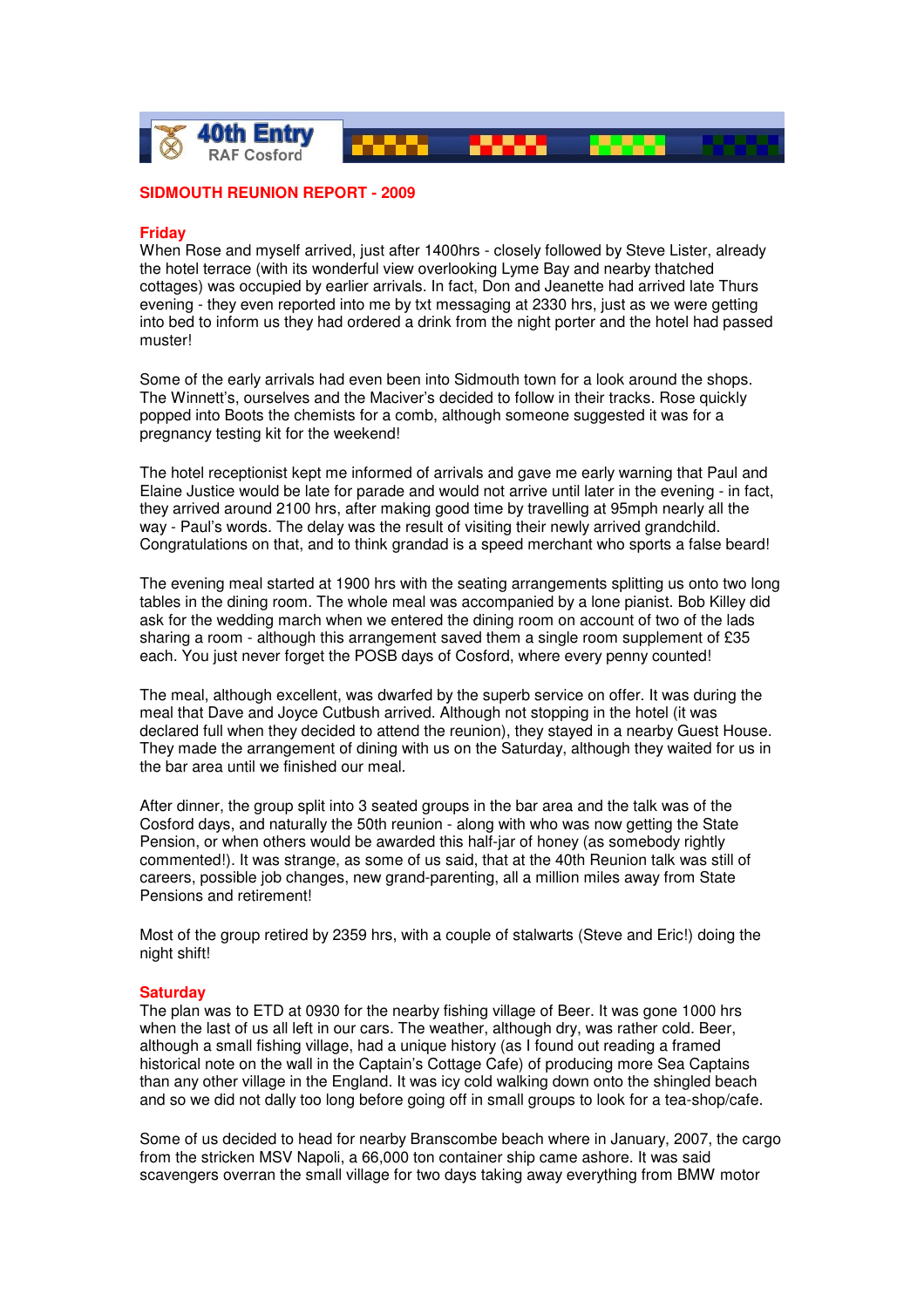40th Entry
RAF Cosford

## SIDMOUTH REUNION REPORT - 2009

### Friday

When Rose and myself arrived, just after 1400hrs - closely followed by Steve Lister, already the hotel terrace (with its wonderful view overlooking Lyme Bay and nearby thatched cottages) was occupied by earlier arrivals. In fact, Don and Jeanette had arrived late Thurs evening - they even reported into me by txt messaging at 2330 hrs, just as we were getting into bed to inform us they had ordered a drink from the night porter and the hotel had passed muster!

Some of the early arrivals had even been into Sidmouth town for a look around the shops. The Winnett's, ourselves and the Maciver's decided to follow in their tracks. Rose quickly popped into Boots the chemists for a comb, although someone suggested it was for a pregnancy testing kit for the weekend!

The hotel receptionist kept me informed of arrivals and gave me early warning that Paul and Elaine Justice would be late for parade and would not arrive until later in the evening - in fact, they arrived around 2100 hrs, after making good time by travelling at 95mph nearly all the way - Paul's words. The delay was the result of visiting their newly arrived grandchild. Congratulations on that, and to think grandad is a speed merchant who sports a false beard!

The evening meal started at 1900 hrs with the seating arrangements splitting us onto two long tables in the dining room. The whole meal was accompanied by a lone pianist. Bob Killey did ask for the wedding march when we entered the dining room on account of two of the lads sharing a room - although this arrangement saved them a single room supplement of £35 each. You just never forget the POSB days of Cosford, where every penny counted!

The meal, although excellent, was dwarfed by the superb service on offer. It was during the meal that Dave and Joyce Cutbush arrived. Although not stopping in the hotel (it was declared full when they decided to attend the reunion), they stayed in a nearby Guest House. They made the arrangement of dining with us on the Saturday, although they waited for us in the bar area until we finished our meal.

After dinner, the group split into 3 seated groups in the bar area and the talk was of the Cosford days, and naturally the 50th reunion - along with who was now getting the State Pension, or when others would be awarded this half-jar of honey (as somebody rightly commented!). It was strange, as some of us said, that at the 40th Reunion talk was still of careers, possible job changes, new grand-parenting, all a million miles away from State Pensions and retirement!

Most of the group retired by 2359 hrs, with a couple of stalwarts (Steve and Eric!) doing the night shift!

### Saturday

The plan was to ETD at 0930 for the nearby fishing village of Beer. It was gone 1000 hrs when the last of us all left in our cars. The weather, although dry, was rather cold. Beer, although a small fishing village, had a unique history (as I found out reading a framed historical note on the wall in the Captain's Cottage Cafe) of producing more Sea Captains than any other village in the England. It was icy cold walking down onto the shingled beach and so we did not dally too long before going off in small groups to look for a tea-shop/cafe.

Some of us decided to head for nearby Branscombe beach where in January, 2007, the cargo from the stricken MSV Napoli, a 66,000 ton container ship came ashore. It was said scavengers overran the small village for two days taking away everything from BMW motor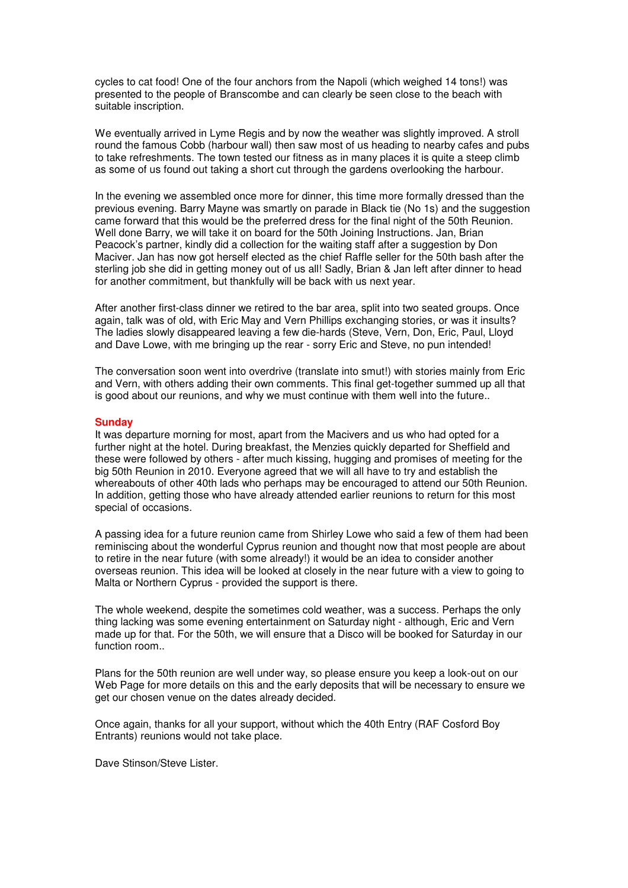cycles to cat food! One of the four anchors from the Napoli (which weighed 14 tons!) was presented to the people of Branscombe and can clearly be seen close to the beach with suitable inscription.

We eventually arrived in Lyme Regis and by now the weather was slightly improved. A stroll round the famous Cobb (harbour wall) then saw most of us heading to nearby cafes and pubs to take refreshments. The town tested our fitness as in many places it is quite a steep climb as some of us found out taking a short cut through the gardens overlooking the harbour.

In the evening we assembled once more for dinner, this time more formally dressed than the previous evening. Barry Mayne was smartly on parade in Black tie (No 1s) and the suggestion came forward that this would be the preferred dress for the final night of the 50th Reunion. Well done Barry, we will take it on board for the 50th Joining Instructions. Jan, Brian Peacock's partner, kindly did a collection for the waiting staff after a suggestion by Don Maciver. Jan has now got herself elected as the chief Raffle seller for the 50th bash after the sterling job she did in getting money out of us all! Sadly, Brian & Jan left after dinner to head for another commitment, but thankfully will be back with us next year.

After another first-class dinner we retired to the bar area, split into two seated groups. Once again, talk was of old, with Eric May and Vern Phillips exchanging stories, or was it insults? The ladies slowly disappeared leaving a few die-hards (Steve, Vern, Don, Eric, Paul, Lloyd and Dave Lowe, with me bringing up the rear - sorry Eric and Steve, no pun intended!

The conversation soon went into overdrive (translate into smut!) with stories mainly from Eric and Vern, with others adding their own comments. This final get-together summed up all that is good about our reunions, and why we must continue with them well into the future..

## Sunday

It was departure morning for most, apart from the Macivers and us who had opted for a further night at the hotel. During breakfast, the Menzies quickly departed for Sheffield and these were followed by others - after much kissing, hugging and promises of meeting for the big 50th Reunion in 2010. Everyone agreed that we will all have to try and establish the whereabouts of other 40th lads who perhaps may be encouraged to attend our 50th Reunion. In addition, getting those who have already attended earlier reunions to return for this most special of occasions.

A passing idea for a future reunion came from Shirley Lowe who said a few of them had been reminiscing about the wonderful Cyprus reunion and thought now that most people are about to retire in the near future (with some already!) it would be an idea to consider another overseas reunion. This idea will be looked at closely in the near future with a view to going to Malta or Northern Cyprus - provided the support is there.

The whole weekend, despite the sometimes cold weather, was a success. Perhaps the only thing lacking was some evening entertainment on Saturday night - although, Eric and Vern made up for that. For the 50th, we will ensure that a Disco will be booked for Saturday in our function room..

Plans for the 50th reunion are well under way, so please ensure you keep a look-out on our Web Page for more details on this and the early deposits that will be necessary to ensure we get our chosen venue on the dates already decided.

Once again, thanks for all your support, without which the 40th Entry (RAF Cosford Boy Entrants) reunions would not take place.

Dave Stinson/Steve Lister.